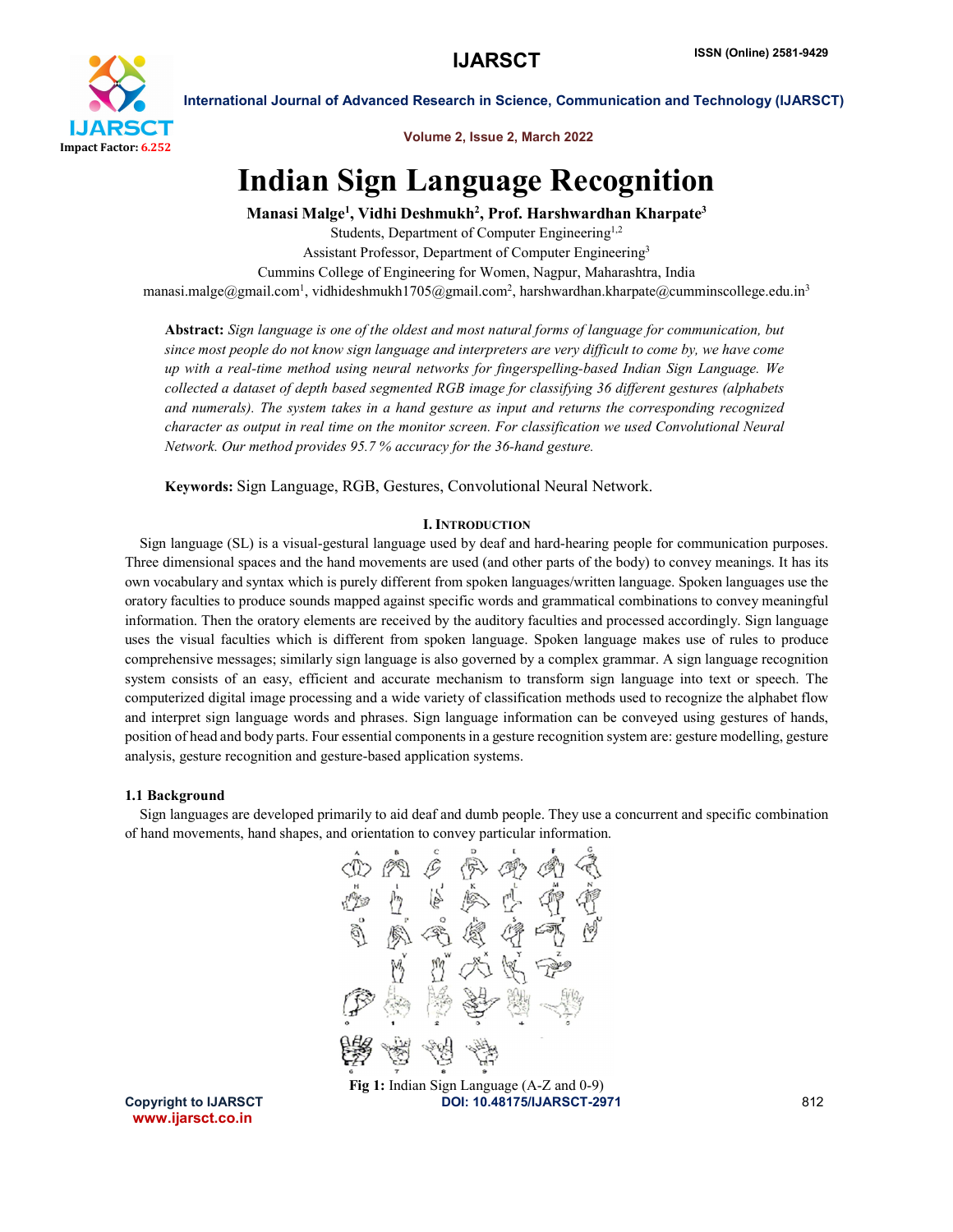# Indian Sign Language Recognition

**Manasi Malge[1], Vidhi Deshmukh[2], Prof. Harshwardhan Kharpate[3]**

Students, Department of Computer Engineering[1,2]

Assistant Professor, Department of Computer Engineering[3]

Cummins College of Engineering for Women, Nagpur, Maharashtra, India

manasi.malge@gmail.com[1], vidhideshmukh1705@gmail.com[2], harshwardhan.kharpate@cumminscollege.edu.in[3]

**Abstract:** *Sign language is one of the oldest and most natural forms of language for communication, but since most people do not know sign language and interpreters are very difficult to come by, we have come up with a real-time method using neural networks for fingerspelling-based Indian Sign Language. We collected a dataset of depth based segmented RGB image for classifying 36 different gestures (alphabets and numerals). The system takes in a hand gesture as input and returns the corresponding recognized character as output in real time on the monitor screen. For classification we used Convolutional Neural Network. Our method provides 95.7 % accuracy for the 36-hand gesture.*

**Keywords:** Sign Language, RGB, Gestures, Convolutional Neural Network.

## I. Introduction

Sign language (SL) is a visual-gestural language used by deaf and hard-hearing people for communication purposes. Three dimensional spaces and the hand movements are used (and other parts of the body) to convey meanings. It has its own vocabulary and syntax which is purely different from spoken languages/written language. Spoken languages use the oratory faculties to produce sounds mapped against specific words and grammatical combinations to convey meaningful information. Then the oratory elements are received by the auditory faculties and processed accordingly. Sign language uses the visual faculties which is different from spoken language. Spoken language makes use of rules to produce comprehensive messages; similarly sign language is also governed by a complex grammar. A sign language recognition system consists of an easy, efficient and accurate mechanism to transform sign language into text or speech. The computerized digital image processing and a wide variety of classification methods used to recognize the alphabet flow and interpret sign language words and phrases. Sign language information can be conveyed using gestures of hands, position of head and body parts. Four essential components in a gesture recognition system are: gesture modelling, gesture analysis, gesture recognition and gesture-based application systems.

### 1.1 Background

Sign languages are developed primarily to aid deaf and dumb people. They use a concurrent and specific combination of hand movements, hand shapes, and orientation to convey particular information.

**Fig 1:** Indian Sign Language (A-Z and 0-9)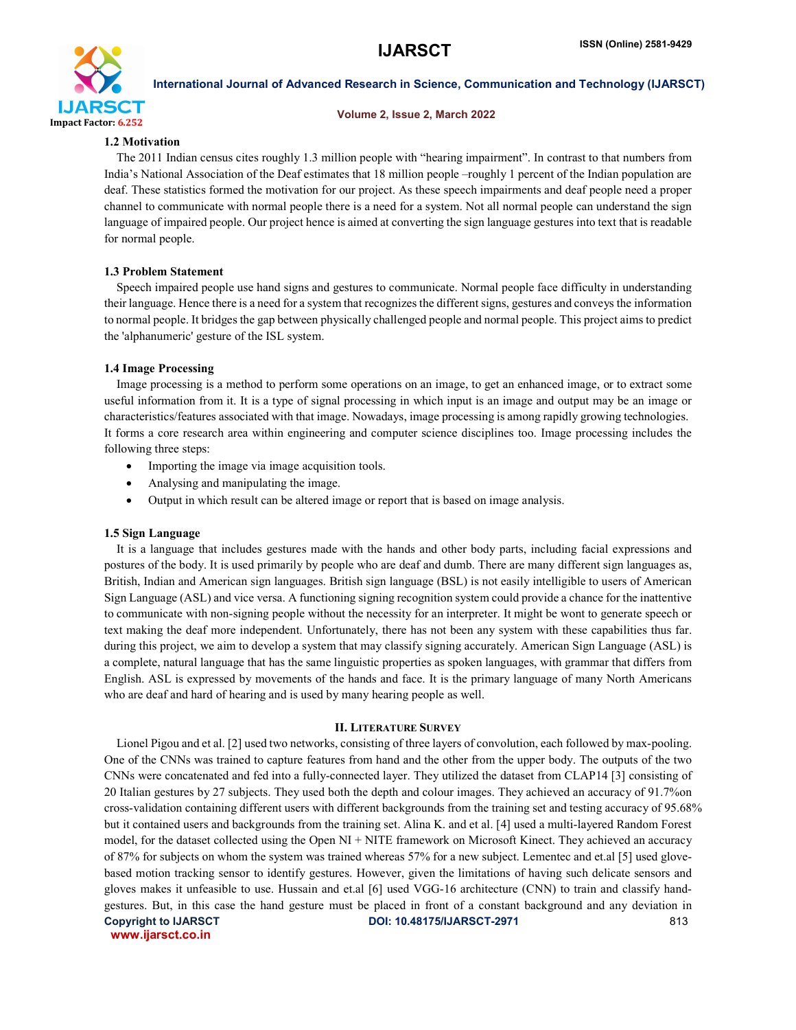### 1.2 Motivation

The 2011 Indian census cites roughly 1.3 million people with "hearing impairment". In contrast to that numbers from India's National Association of the Deaf estimates that 18 million people –roughly 1 percent of the Indian population are deaf. These statistics formed the motivation for our project. As these speech impairments and deaf people need a proper channel to communicate with normal people there is a need for a system. Not all normal people can understand the sign language of impaired people. Our project hence is aimed at converting the sign language gestures into text that is readable for normal people.

### 1.3 Problem Statement

Speech impaired people use hand signs and gestures to communicate. Normal people face difficulty in understanding their language. Hence there is a need for a system that recognizes the different signs, gestures and conveys the information to normal people. It bridges the gap between physically challenged people and normal people. This project aims to predict the 'alphanumeric' gesture of the ISL system.

### 1.4 Image Processing

Image processing is a method to perform some operations on an image, to get an enhanced image, or to extract some useful information from it. It is a type of signal processing in which input is an image and output may be an image or characteristics/features associated with that image. Nowadays, image processing is among rapidly growing technologies. It forms a core research area within engineering and computer science disciplines too. Image processing includes the following three steps:

- Importing the image via image acquisition tools.
- Analysing and manipulating the image.
- Output in which result can be altered image or report that is based on image analysis.

### 1.5 Sign Language

It is a language that includes gestures made with the hands and other body parts, including facial expressions and postures of the body. It is used primarily by people who are deaf and dumb. There are many different sign languages as, British, Indian and American sign languages. British sign language (BSL) is not easily intelligible to users of American Sign Language (ASL) and vice versa. A functioning signing recognition system could provide a chance for the inattentive to communicate with non-signing people without the necessity for an interpreter. It might be wont to generate speech or text making the deaf more independent. Unfortunately, there has not been any system with these capabilities thus far. during this project, we aim to develop a system that may classify signing accurately. American Sign Language (ASL) is a complete, natural language that has the same linguistic properties as spoken languages, with grammar that differs from English. ASL is expressed by movements of the hands and face. It is the primary language of many North Americans who are deaf and hard of hearing and is used by many hearing people as well.

## II. Literature Survey

Lionel Pigou and et al. [2] used two networks, consisting of three layers of convolution, each followed by max-pooling. One of the CNNs was trained to capture features from hand and the other from the upper body. The outputs of the two CNNs were concatenated and fed into a fully-connected layer. They utilized the dataset from CLAP14 [3] consisting of 20 Italian gestures by 27 subjects. They used both the depth and colour images. They achieved an accuracy of 91.7%on cross-validation containing different users with different backgrounds from the training set and testing accuracy of 95.68% but it contained users and backgrounds from the training set. Alina K. and et al. [4] used a multi-layered Random Forest model, for the dataset collected using the Open NI + NITE framework on Microsoft Kinect. They achieved an accuracy of 87% for subjects on whom the system was trained whereas 57% for a new subject. Lementec and et.al [5] used glove-based motion tracking sensor to identify gestures. However, given the limitations of having such delicate sensors and gloves makes it unfeasible to use. Hussain and et.al [6] used VGG-16 architecture (CNN) to train and classify hand-gestures. But, in this case the hand gesture must be placed in front of a constant background and any deviation in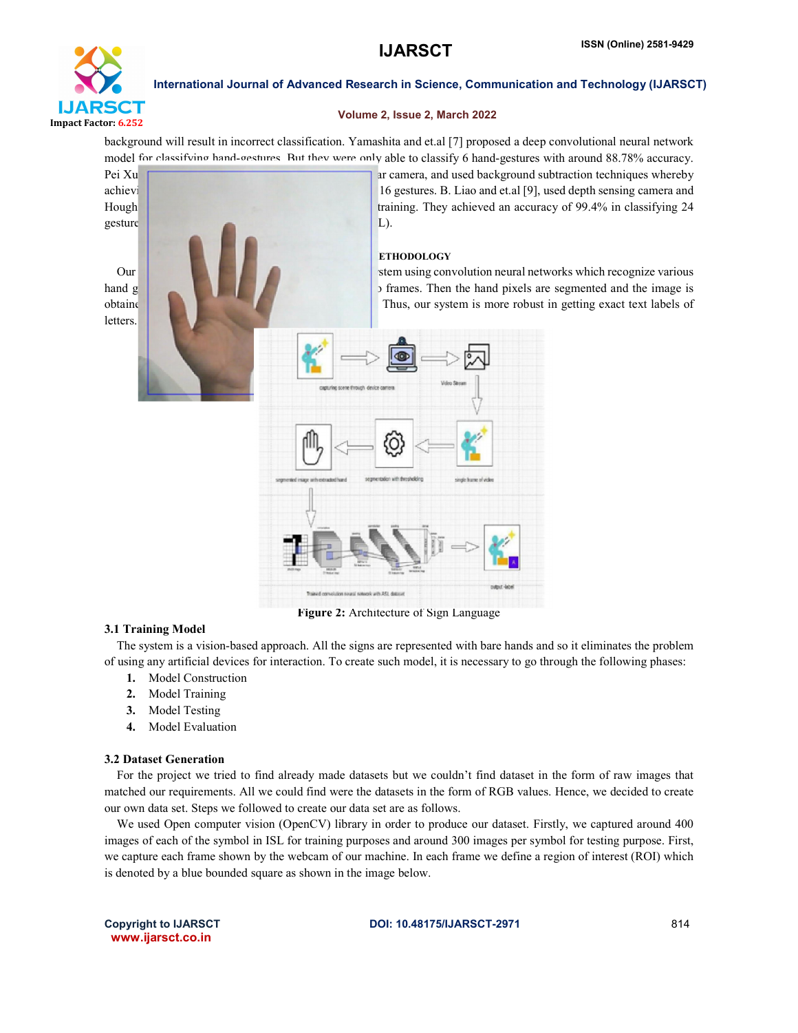background will result in incorrect classification. Yamashita and et.al [7] proposed a deep convolutional neural network model for classifying hand-gestures. But they were only able to classify 6 hand-gestures with around 88.78% accuracy. Pei Xu ar camera, and used background subtraction techniques whereby achievi 16 gestures. B. Liao and et.al [9], used depth sensing camera and Hough training. They achieved an accuracy of 99.4% in classifying 24 gesture L).

## ETHODOLOGY

Our stem using convolution neural networks which recognize various hand g frames. Then the hand pixels are segmented and the image is obtaine Thus, our system is more robust in getting exact text labels of letters.

**Figure 2:** Architecture of Sign Language

### 3.1 Training Model

The system is a vision-based approach. All the signs are represented with bare hands and so it eliminates the problem of using any artificial devices for interaction. To create such model, it is necessary to go through the following phases:

1. Model Construction
2. Model Training
3. Model Testing
4. Model Evaluation

### 3.2 Dataset Generation

For the project we tried to find already made datasets but we couldn't find dataset in the form of raw images that matched our requirements. All we could find were the datasets in the form of RGB values. Hence, we decided to create our own data set. Steps we followed to create our data set are as follows.

We used Open computer vision (OpenCV) library in order to produce our dataset. Firstly, we captured around 400 images of each of the symbol in ISL for training purposes and around 300 images per symbol for testing purpose. First, we capture each frame shown by the webcam of our machine. In each frame we define a region of interest (ROI) which is denoted by a blue bounded square as shown in the image below.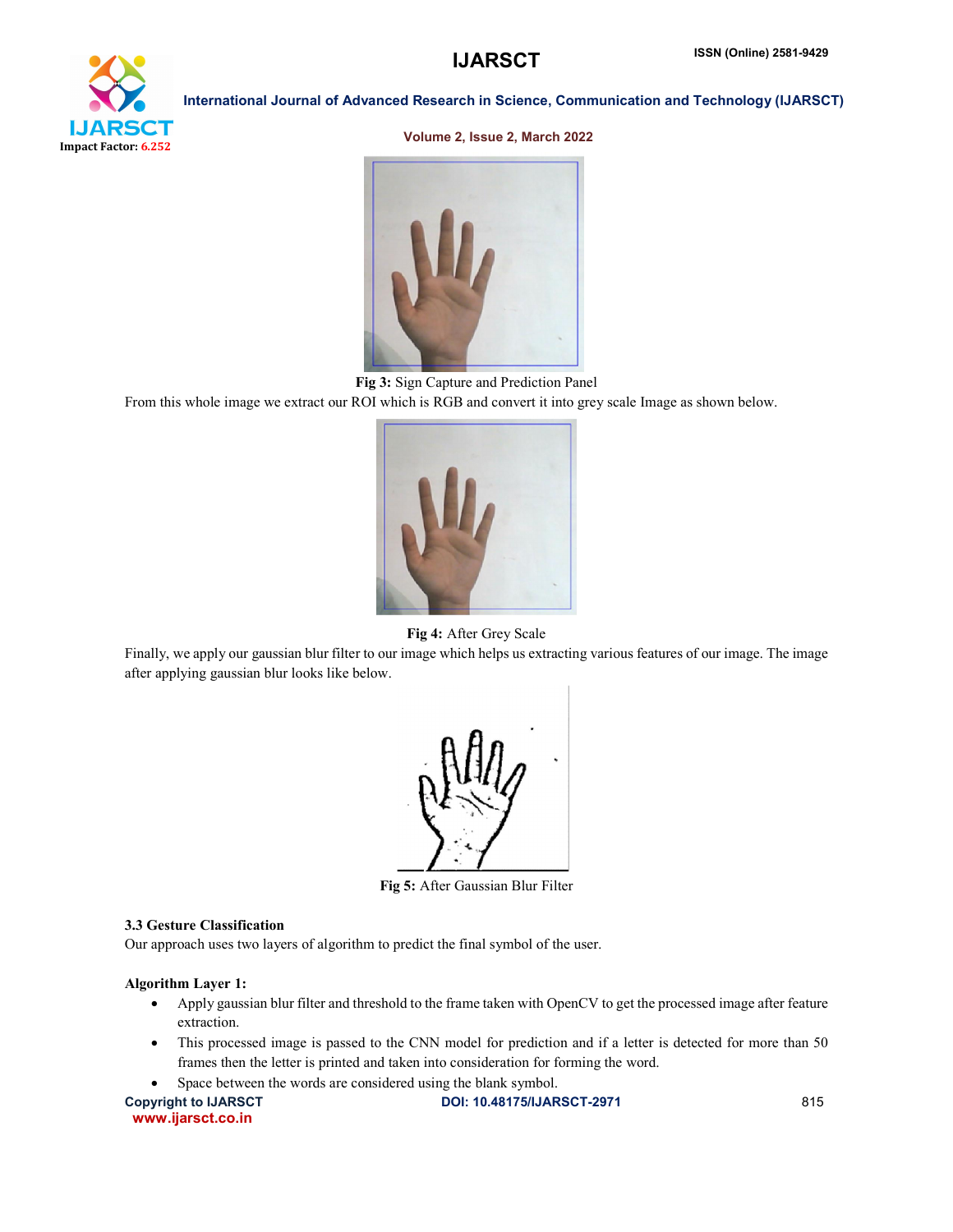Fig 3: Sign Capture and Prediction Panel

From this whole image we extract our ROI which is RGB and convert it into grey scale Image as shown below.

Fig 4: After Grey Scale

Finally, we apply our gaussian blur filter to our image which helps us extracting various features of our image. The image after applying gaussian blur looks like below.

Fig 5: After Gaussian Blur Filter

### 3.3 Gesture Classification

Our approach uses two layers of algorithm to predict the final symbol of the user.

**Algorithm Layer 1:**

- Apply gaussian blur filter and threshold to the frame taken with OpenCV to get the processed image after feature extraction.
- This processed image is passed to the CNN model for prediction and if a letter is detected for more than 50 frames then the letter is printed and taken into consideration for forming the word.
- Space between the words are considered using the blank symbol.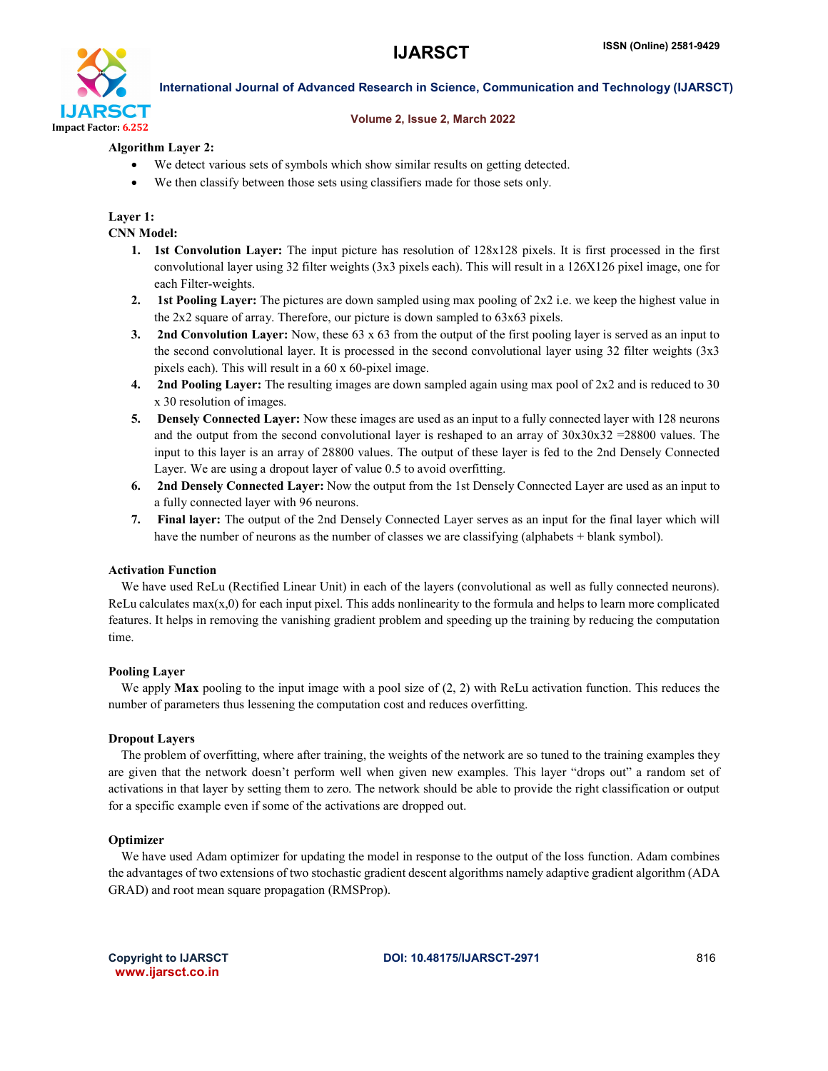**Algorithm Layer 2:**

- We detect various sets of symbols which show similar results on getting detected.
- We then classify between those sets using classifiers made for those sets only.

**Layer 1:**

**CNN Model:**

1. **1st Convolution Layer:** The input picture has resolution of 128x128 pixels. It is first processed in the first convolutional layer using 32 filter weights (3x3 pixels each). This will result in a 126X126 pixel image, one for each Filter-weights.
2. **1st Pooling Layer:** The pictures are down sampled using max pooling of 2x2 i.e. we keep the highest value in the 2x2 square of array. Therefore, our picture is down sampled to 63x63 pixels.
3. **2nd Convolution Layer:** Now, these 63 x 63 from the output of the first pooling layer is served as an input to the second convolutional layer. It is processed in the second convolutional layer using 32 filter weights (3x3 pixels each). This will result in a 60 x 60-pixel image.
4. **2nd Pooling Layer:** The resulting images are down sampled again using max pool of 2x2 and is reduced to 30 x 30 resolution of images.
5. **Densely Connected Layer:** Now these images are used as an input to a fully connected layer with 128 neurons and the output from the second convolutional layer is reshaped to an array of 30x30x32 =28800 values. The input to this layer is an array of 28800 values. The output of these layer is fed to the 2nd Densely Connected Layer. We are using a dropout layer of value 0.5 to avoid overfitting.
6. **2nd Densely Connected Layer:** Now the output from the 1st Densely Connected Layer are used as an input to a fully connected layer with 96 neurons.
7. **Final layer:** The output of the 2nd Densely Connected Layer serves as an input for the final layer which will have the number of neurons as the number of classes we are classifying (alphabets + blank symbol).

**Activation Function**

We have used ReLu (Rectified Linear Unit) in each of the layers (convolutional as well as fully connected neurons). ReLu calculates max(x,0) for each input pixel. This adds nonlinearity to the formula and helps to learn more complicated features. It helps in removing the vanishing gradient problem and speeding up the training by reducing the computation time.

**Pooling Layer**

We apply **Max** pooling to the input image with a pool size of (2, 2) with ReLu activation function. This reduces the number of parameters thus lessening the computation cost and reduces overfitting.

**Dropout Layers**

The problem of overfitting, where after training, the weights of the network are so tuned to the training examples they are given that the network doesn't perform well when given new examples. This layer "drops out" a random set of activations in that layer by setting them to zero. The network should be able to provide the right classification or output for a specific example even if some of the activations are dropped out.

**Optimizer**

We have used Adam optimizer for updating the model in response to the output of the loss function. Adam combines the advantages of two extensions of two stochastic gradient descent algorithms namely adaptive gradient algorithm (ADA GRAD) and root mean square propagation (RMSProp).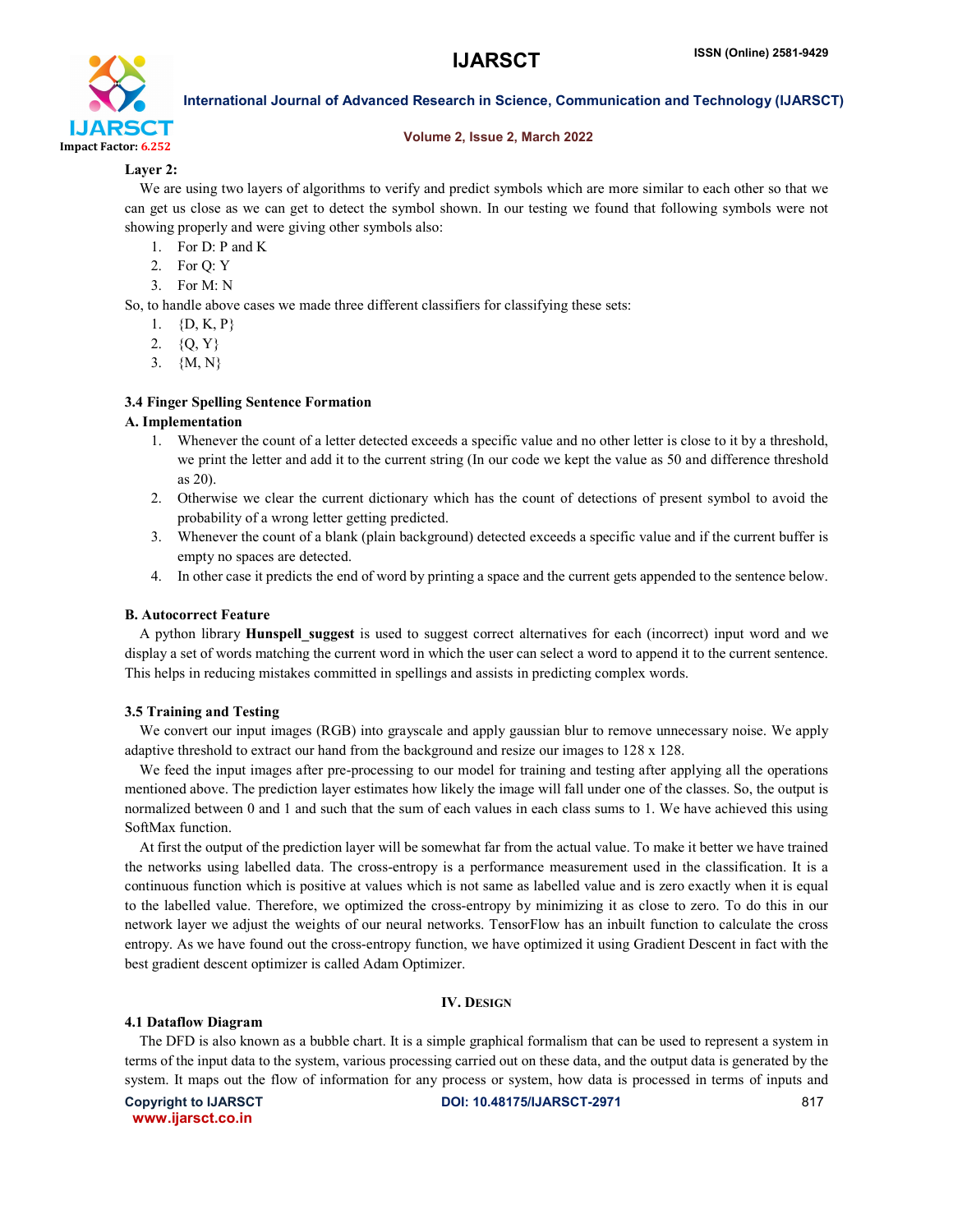**Layer 2:**

We are using two layers of algorithms to verify and predict symbols which are more similar to each other so that we can get us close as we can get to detect the symbol shown. In our testing we found that following symbols were not showing properly and were giving other symbols also:

1. For D: P and K
2. For Q: Y
3. For M: N

So, to handle above cases we made three different classifiers for classifying these sets:

1. {D, K, P}
2. {Q, Y}
3. {M, N}

### 3.4 Finger Spelling Sentence Formation

#### A. Implementation

1. Whenever the count of a letter detected exceeds a specific value and no other letter is close to it by a threshold, we print the letter and add it to the current string (In our code we kept the value as 50 and difference threshold as 20).
2. Otherwise we clear the current dictionary which has the count of detections of present symbol to avoid the probability of a wrong letter getting predicted.
3. Whenever the count of a blank (plain background) detected exceeds a specific value and if the current buffer is empty no spaces are detected.
4. In other case it predicts the end of word by printing a space and the current gets appended to the sentence below.

#### B. Autocorrect Feature

A python library **Hunspell_suggest** is used to suggest correct alternatives for each (incorrect) input word and we display a set of words matching the current word in which the user can select a word to append it to the current sentence. This helps in reducing mistakes committed in spellings and assists in predicting complex words.

### 3.5 Training and Testing

We convert our input images (RGB) into grayscale and apply gaussian blur to remove unnecessary noise. We apply adaptive threshold to extract our hand from the background and resize our images to 128 x 128.

We feed the input images after pre-processing to our model for training and testing after applying all the operations mentioned above. The prediction layer estimates how likely the image will fall under one of the classes. So, the output is normalized between 0 and 1 and such that the sum of each values in each class sums to 1. We have achieved this using SoftMax function.

At first the output of the prediction layer will be somewhat far from the actual value. To make it better we have trained the networks using labelled data. The cross-entropy is a performance measurement used in the classification. It is a continuous function which is positive at values which is not same as labelled value and is zero exactly when it is equal to the labelled value. Therefore, we optimized the cross-entropy by minimizing it as close to zero. To do this in our network layer we adjust the weights of our neural networks. TensorFlow has an inbuilt function to calculate the cross entropy. As we have found out the cross-entropy function, we have optimized it using Gradient Descent in fact with the best gradient descent optimizer is called Adam Optimizer.

## IV. Design

### 4.1 Dataflow Diagram

The DFD is also known as a bubble chart. It is a simple graphical formalism that can be used to represent a system in terms of the input data to the system, various processing carried out on these data, and the output data is generated by the system. It maps out the flow of information for any process or system, how data is processed in terms of inputs and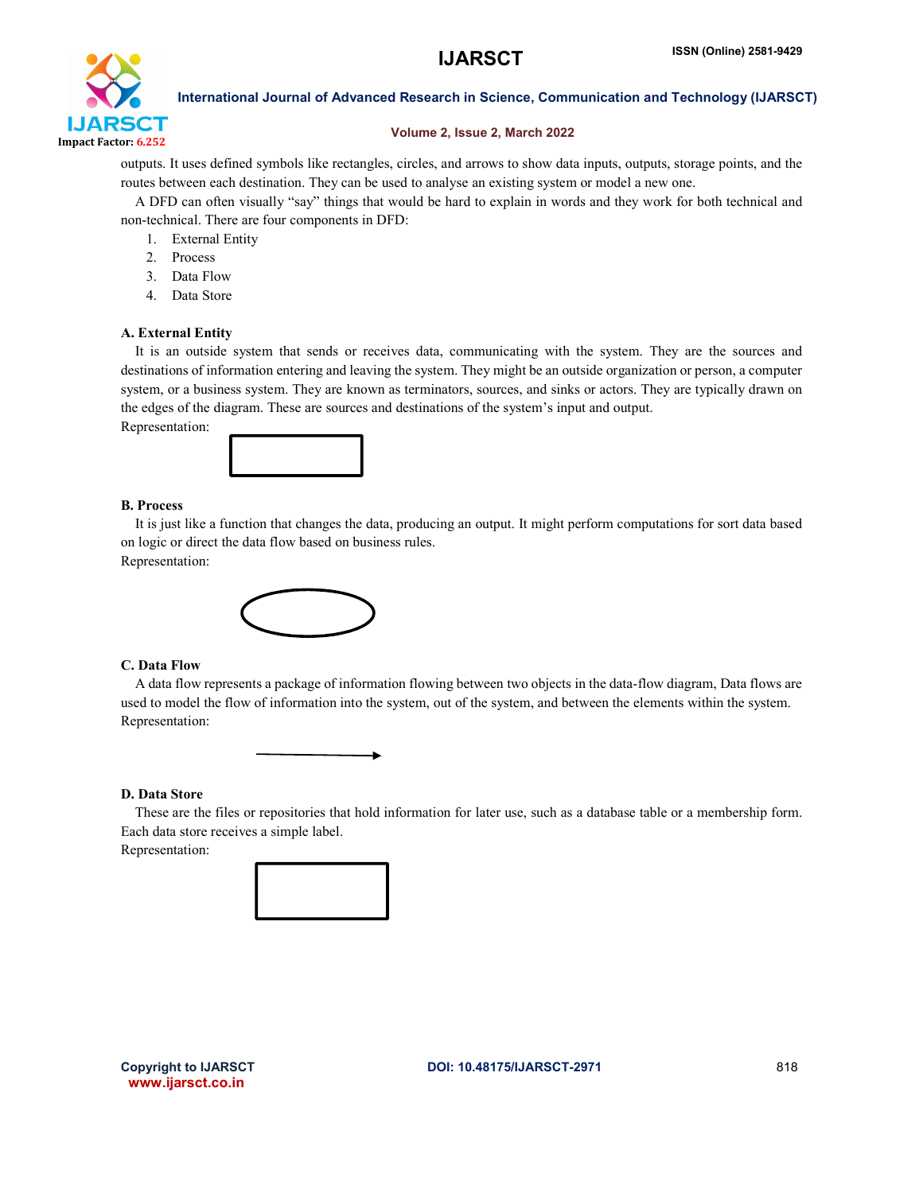outputs. It uses defined symbols like rectangles, circles, and arrows to show data inputs, outputs, storage points, and the routes between each destination. They can be used to analyse an existing system or model a new one.

A DFD can often visually "say" things that would be hard to explain in words and they work for both technical and non-technical. There are four components in DFD:

1. External Entity
2. Process
3. Data Flow
4. Data Store

### A. External Entity

It is an outside system that sends or receives data, communicating with the system. They are the sources and destinations of information entering and leaving the system. They might be an outside organization or person, a computer system, or a business system. They are known as terminators, sources, and sinks or actors. They are typically drawn on the edges of the diagram. These are sources and destinations of the system's input and output.

Representation:

### B. Process

It is just like a function that changes the data, producing an output. It might perform computations for sort data based on logic or direct the data flow based on business rules.

Representation:

### C. Data Flow

A data flow represents a package of information flowing between two objects in the data-flow diagram, Data flows are used to model the flow of information into the system, out of the system, and between the elements within the system.

Representation:

### D. Data Store

These are the files or repositories that hold information for later use, such as a database table or a membership form. Each data store receives a simple label.

Representation: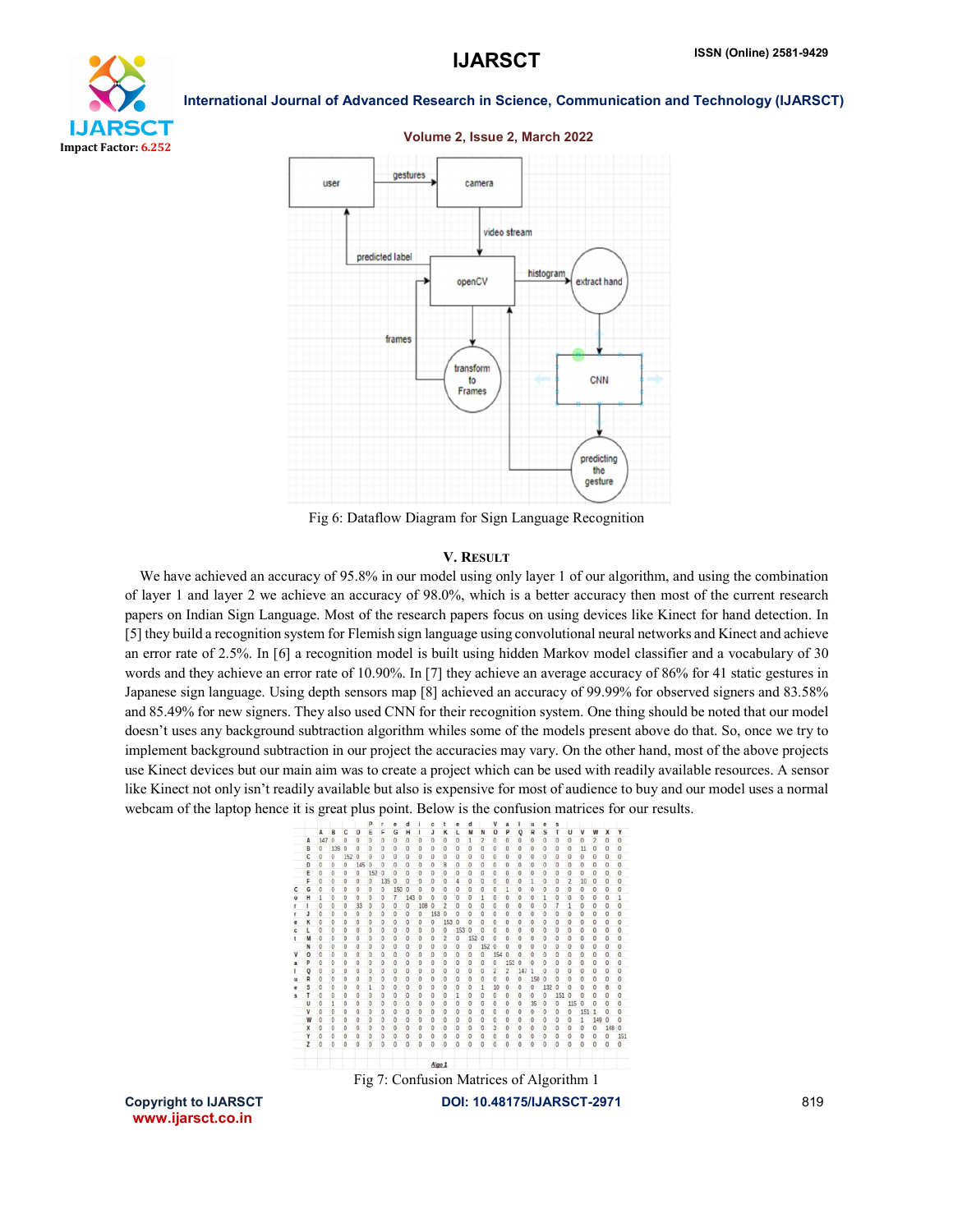Fig 6: Dataflow Diagram for Sign Language Recognition

## V. Result

We have achieved an accuracy of 95.8% in our model using only layer 1 of our algorithm, and using the combination of layer 1 and layer 2 we achieve an accuracy of 98.0%, which is a better accuracy then most of the current research papers on Indian Sign Language. Most of the research papers focus on using devices like Kinect for hand detection. In [5] they build a recognition system for Flemish sign language using convolutional neural networks and Kinect and achieve an error rate of 2.5%. In [6] a recognition model is built using hidden Markov model classifier and a vocabulary of 30 words and they achieve an error rate of 10.90%. In [7] they achieve an average accuracy of 86% for 41 static gestures in Japanese sign language. Using depth sensors map [8] achieved an accuracy of 99.99% for observed signers and 83.58% and 85.49% for new signers. They also used CNN for their recognition system. One thing should be noted that our model doesn't uses any background subtraction algorithm whiles some of the models present above do that. So, once we try to implement background subtraction in our project the accuracies may vary. On the other hand, most of the above projects use Kinect devices but our main aim was to create a project which can be used with readily available resources. A sensor like Kinect not only isn't readily available but also is expensive for most of audience to buy and our model uses a normal webcam of the laptop hence it is great plus point. Below is the confusion matrices for our results.

Fig 7: Confusion Matrices of Algorithm 1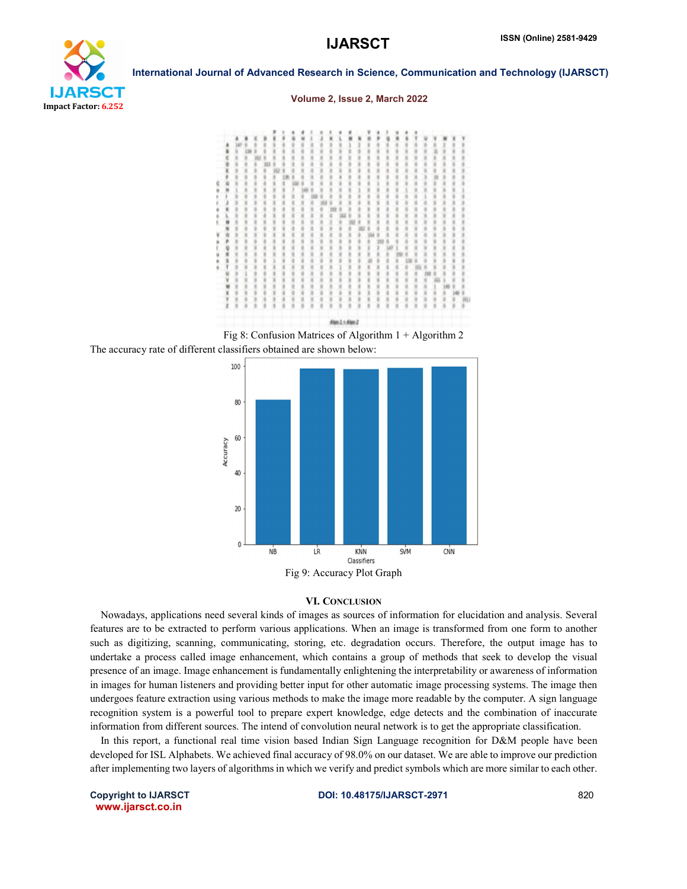Fig 8: Confusion Matrices of Algorithm 1 + Algorithm 2

The accuracy rate of different classifiers obtained are shown below:

Fig 9: Accuracy Plot Graph

## VI. Conclusion

Nowadays, applications need several kinds of images as sources of information for elucidation and analysis. Several features are to be extracted to perform various applications. When an image is transformed from one form to another such as digitizing, scanning, communicating, storing, etc. degradation occurs. Therefore, the output image has to undertake a process called image enhancement, which contains a group of methods that seek to develop the visual presence of an image. Image enhancement is fundamentally enlightening the interpretability or awareness of information in images for human listeners and providing better input for other automatic image processing systems. The image then undergoes feature extraction using various methods to make the image more readable by the computer. A sign language recognition system is a powerful tool to prepare expert knowledge, edge detects and the combination of inaccurate information from different sources. The intend of convolution neural network is to get the appropriate classification.

In this report, a functional real time vision based Indian Sign Language recognition for D&M people have been developed for ISL Alphabets. We achieved final accuracy of 98.0% on our dataset. We are able to improve our prediction after implementing two layers of algorithms in which we verify and predict symbols which are more similar to each other.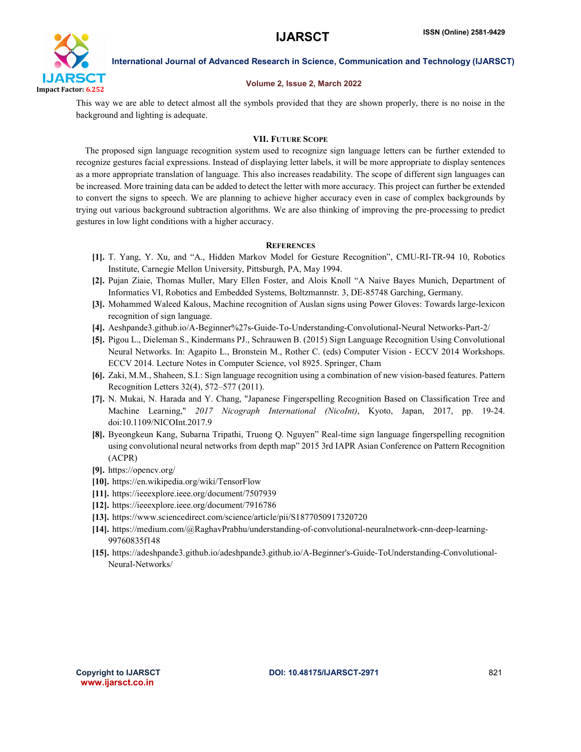This way we are able to detect almost all the symbols provided that they are shown properly, there is no noise in the background and lighting is adequate.

## VII. Future Scope

The proposed sign language recognition system used to recognize sign language letters can be further extended to recognize gestures facial expressions. Instead of displaying letter labels, it will be more appropriate to display sentences as a more appropriate translation of language. This also increases readability. The scope of different sign languages can be increased. More training data can be added to detect the letter with more accuracy. This project can further be extended to convert the signs to speech. We are planning to achieve higher accuracy even in case of complex backgrounds by trying out various background subtraction algorithms. We are also thinking of improving the pre-processing to predict gestures in low light conditions with a higher accuracy.

## References

- **[1].** T. Yang, Y. Xu, and "A., Hidden Markov Model for Gesture Recognition", CMU-RI-TR-94 10, Robotics Institute, Carnegie Mellon University, Pittsburgh, PA, May 1994.
- **[2].** Pujan Ziaie, Thomas Muller, Mary Ellen Foster, and Alois Knoll "A Naive Bayes Munich, Department of Informatics VI, Robotics and Embedded Systems, Boltzmannstr. 3, DE-85748 Garching, Germany.
- **[3].** Mohammed Waleed Kalous, Machine recognition of Auslan signs using Power Gloves: Towards large-lexicon recognition of sign language.
- **[4].** Aeshpande3.github.io/A-Beginner%27s-Guide-To-Understanding-Convolutional-Neural Networks-Part-2/
- **[5].** Pigou L., Dieleman S., Kindermans PJ., Schrauwen B. (2015) Sign Language Recognition Using Convolutional Neural Networks. In: Agapito L., Bronstein M., Rother C. (eds) Computer Vision - ECCV 2014 Workshops. ECCV 2014. Lecture Notes in Computer Science, vol 8925. Springer, Cham
- **[6].** Zaki, M.M., Shaheen, S.I.: Sign language recognition using a combination of new vision-based features. Pattern Recognition Letters 32(4), 572–577 (2011).
- **[7].** N. Mukai, N. Harada and Y. Chang, "Japanese Fingerspelling Recognition Based on Classification Tree and Machine Learning," *2017 Nicograph International (NicoInt)*, Kyoto, Japan, 2017, pp. 19-24. doi:10.1109/NICOInt.2017.9
- **[8].** Byeongkeun Kang, Subarna Tripathi, Truong Q. Nguyen" Real-time sign language fingerspelling recognition using convolutional neural networks from depth map" 2015 3rd IAPR Asian Conference on Pattern Recognition (ACPR)
- **[9].** https://opencv.org/
- **[10].** https://en.wikipedia.org/wiki/TensorFlow
- **[11].** https://ieeexplore.ieee.org/document/7507939
- **[12].** https://ieeexplore.ieee.org/document/7916786
- **[13].** https://www.sciencedirect.com/science/article/pii/S1877050917320720
- **[14].** https://medium.com/@RaghavPrabhu/understanding-of-convolutional-neuralnetwork-cnn-deep-learning-99760835f148
- **[15].** https://adeshpande3.github.io/adeshpande3.github.io/A-Beginner's-Guide-ToUnderstanding-Convolutional-Neural-Networks/